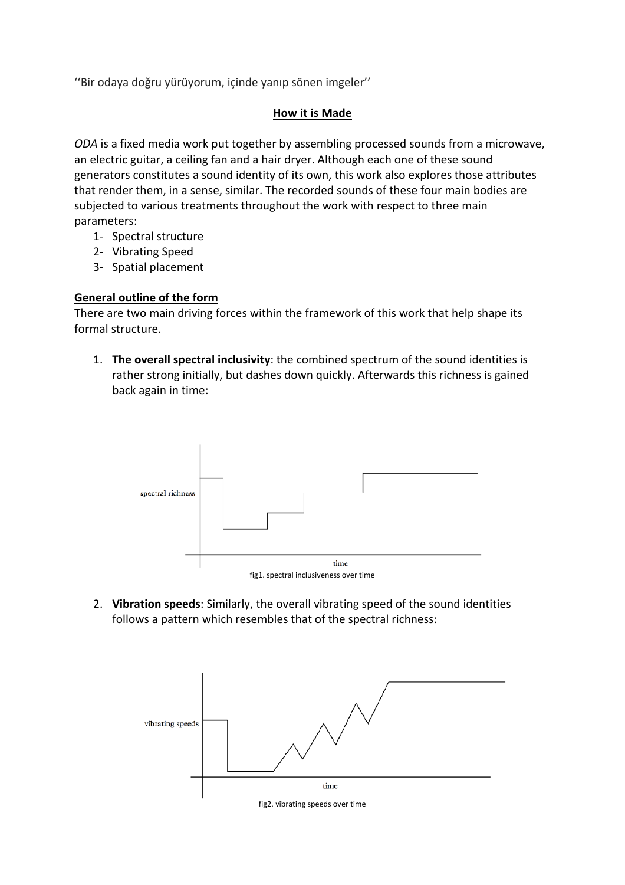‘‘Bir odaya doğru yürüyorum, içinde yanıp sönen imgeler’’

## How it is Made

*ODA* is a fixed media work put together by assembling processed sounds from a microwave, an electric guitar, a ceiling fan and a hair dryer. Although each one of these sound generators constitutes a sound identity of its own, this work also explores those attributes that render them, in a sense, similar. The recorded sounds of these four main bodies are subjected to various treatments throughout the work with respect to three main parameters:

1- Spectral structure
2- Vibrating Speed
3- Spatial placement

### General outline of the form

There are two main driving forces within the framework of this work that help shape its formal structure.

1. **The overall spectral inclusivity**: the combined spectrum of the sound identities is rather strong initially, but dashes down quickly. Afterwards this richness is gained back again in time:

spectral richness

time

fig1. spectral inclusiveness over time

2. **Vibration speeds**: Similarly, the overall vibrating speed of the sound identities follows a pattern which resembles that of the spectral richness:

vibrating speeds

time

fig2. vibrating speeds over time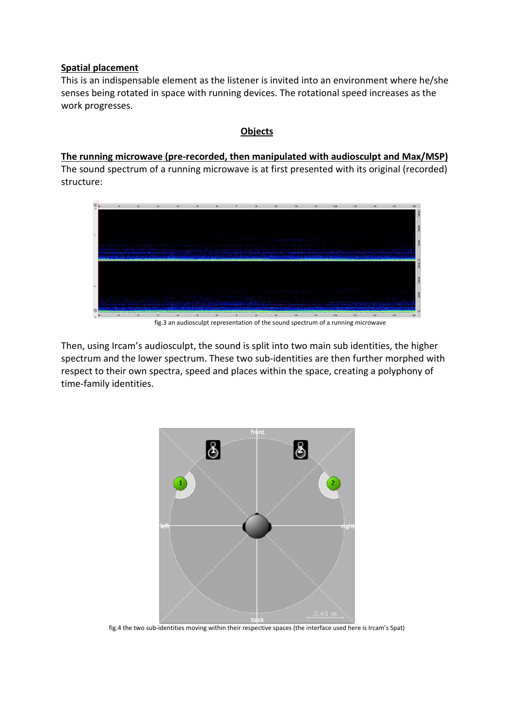**Spatial placement**

This is an indispensable element as the listener is invited into an environment where he/she senses being rotated in space with running devices. The rotational speed increases as the work progresses.

**Objects**

**The running microwave (pre-recorded, then manipulated with audiosculpt and Max/MSP)**

The sound spectrum of a running microwave is at first presented with its original (recorded) structure:

fig.3 an audiosculpt representation of the sound spectrum of a running microwave

Then, using Ircam's audiosculpt, the sound is split into two main sub identities, the higher spectrum and the lower spectrum. These two sub-identities are then further morphed with respect to their own spectra, speed and places within the space, creating a polyphony of time-family identities.

fig.4 the two sub-identities moving within their respective spaces (the interface used here is Ircam's Spat)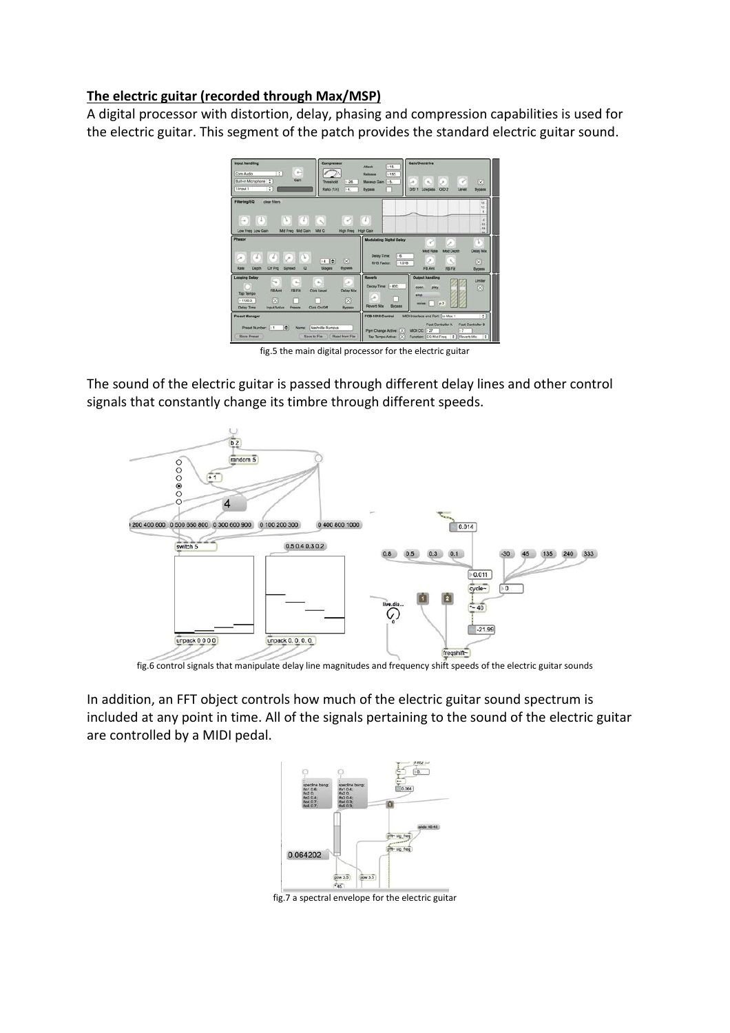**The electric guitar (recorded through Max/MSP)**

A digital processor with distortion, delay, phasing and compression capabilities is used for the electric guitar. This segment of the patch provides the standard electric guitar sound.

fig.5 the main digital processor for the electric guitar

The sound of the electric guitar is passed through different delay lines and other control signals that constantly change its timbre through different speeds.

fig.6 control signals that manipulate delay line magnitudes and frequency shift speeds of the electric guitar sounds

In addition, an FFT object controls how much of the electric guitar sound spectrum is included at any point in time. All of the signals pertaining to the sound of the electric guitar are controlled by a MIDI pedal.

fig.7 a spectral envelope for the electric guitar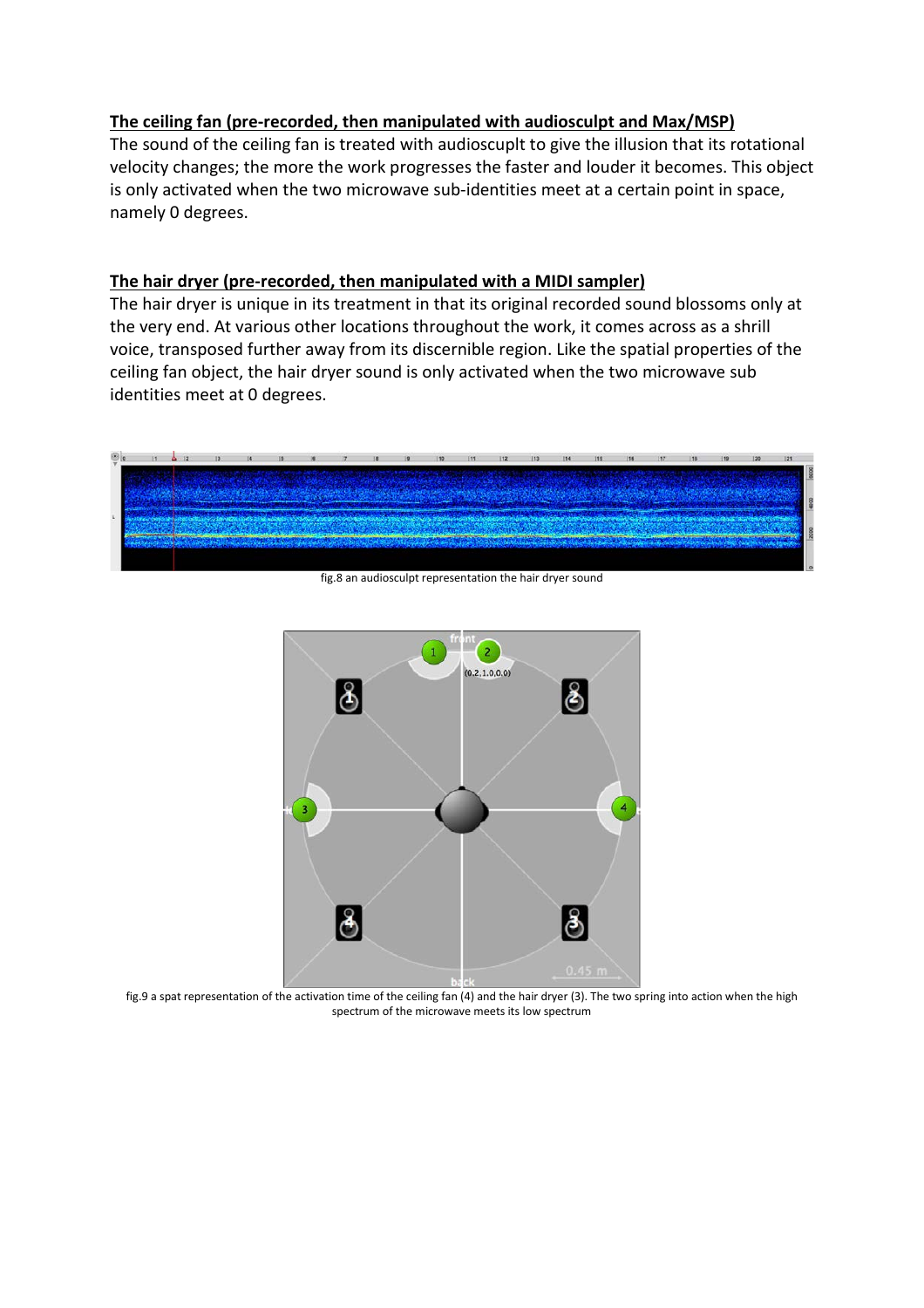**The ceiling fan (pre-recorded, then manipulated with audiosculpt and Max/MSP)**

The sound of the ceiling fan is treated with audioscuplt to give the illusion that its rotational velocity changes; the more the work progresses the faster and louder it becomes. This object is only activated when the two microwave sub-identities meet at a certain point in space, namely 0 degrees.

**The hair dryer (pre-recorded, then manipulated with a MIDI sampler)**

The hair dryer is unique in its treatment in that its original recorded sound blossoms only at the very end. At various other locations throughout the work, it comes across as a shrill voice, transposed further away from its discernible region. Like the spatial properties of the ceiling fan object, the hair dryer sound is only activated when the two microwave sub identities meet at 0 degrees.

fig.8 an audiosculpt representation the hair dryer sound

fig.9 a spat representation of the activation time of the ceiling fan (4) and the hair dryer (3). The two spring into action when the high spectrum of the microwave meets its low spectrum